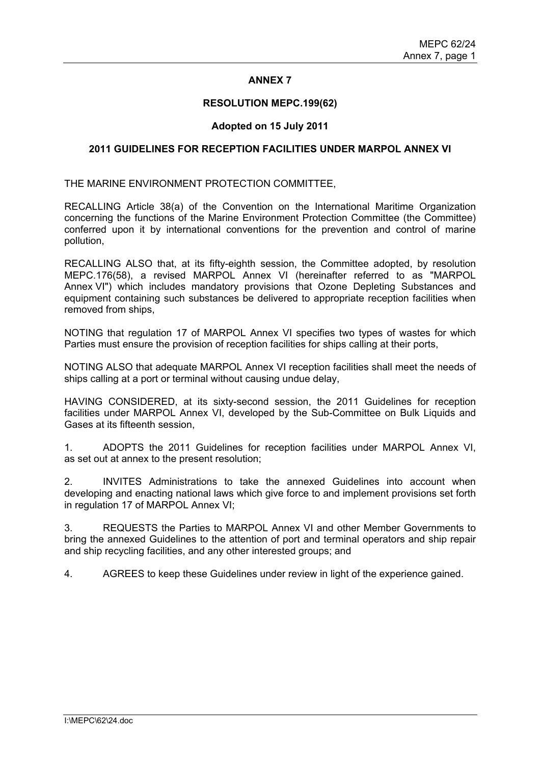# ANNEX 7

## RESOLUTION MEPC.199(62)

**Adopted on 15 July 2011**

## 2011 GUIDELINES FOR RECEPTION FACILITIES UNDER MARPOL ANNEX VI

THE MARINE ENVIRONMENT PROTECTION COMMITTEE,

RECALLING Article 38(a) of the Convention on the International Maritime Organization concerning the functions of the Marine Environment Protection Committee (the Committee) conferred upon it by international conventions for the prevention and control of marine pollution,

RECALLING ALSO that, at its fifty-eighth session, the Committee adopted, by resolution MEPC.176(58), a revised MARPOL Annex VI (hereinafter referred to as "MARPOL Annex VI") which includes mandatory provisions that Ozone Depleting Substances and equipment containing such substances be delivered to appropriate reception facilities when removed from ships,

NOTING that regulation 17 of MARPOL Annex VI specifies two types of wastes for which Parties must ensure the provision of reception facilities for ships calling at their ports,

NOTING ALSO that adequate MARPOL Annex VI reception facilities shall meet the needs of ships calling at a port or terminal without causing undue delay,

HAVING CONSIDERED, at its sixty-second session, the 2011 Guidelines for reception facilities under MARPOL Annex VI, developed by the Sub-Committee on Bulk Liquids and Gases at its fifteenth session,

1. ADOPTS the 2011 Guidelines for reception facilities under MARPOL Annex VI, as set out at annex to the present resolution;

2. INVITES Administrations to take the annexed Guidelines into account when developing and enacting national laws which give force to and implement provisions set forth in regulation 17 of MARPOL Annex VI;

3. REQUESTS the Parties to MARPOL Annex VI and other Member Governments to bring the annexed Guidelines to the attention of port and terminal operators and ship repair and ship recycling facilities, and any other interested groups; and

4. AGREES to keep these Guidelines under review in light of the experience gained.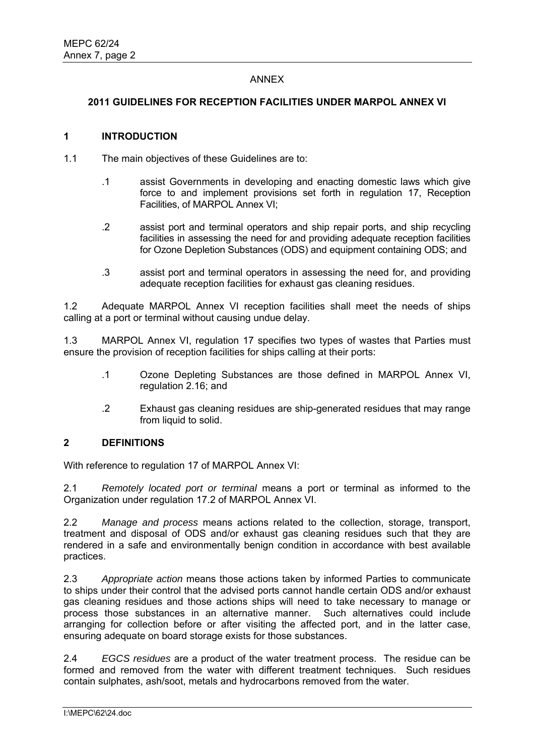ANNEX

## 2011 GUIDELINES FOR RECEPTION FACILITIES UNDER MARPOL ANNEX VI

### 1 INTRODUCTION

1.1 The main objectives of these Guidelines are to:

.1 assist Governments in developing and enacting domestic laws which give force to and implement provisions set forth in regulation 17, Reception Facilities, of MARPOL Annex VI;

.2 assist port and terminal operators and ship repair ports, and ship recycling facilities in assessing the need for and providing adequate reception facilities for Ozone Depletion Substances (ODS) and equipment containing ODS; and

.3 assist port and terminal operators in assessing the need for, and providing adequate reception facilities for exhaust gas cleaning residues.

1.2 Adequate MARPOL Annex VI reception facilities shall meet the needs of ships calling at a port or terminal without causing undue delay.

1.3 MARPOL Annex VI, regulation 17 specifies two types of wastes that Parties must ensure the provision of reception facilities for ships calling at their ports:

.1 Ozone Depleting Substances are those defined in MARPOL Annex VI, regulation 2.16; and

.2 Exhaust gas cleaning residues are ship-generated residues that may range from liquid to solid.

### 2 DEFINITIONS

With reference to regulation 17 of MARPOL Annex VI:

2.1 *Remotely located port or terminal* means a port or terminal as informed to the Organization under regulation 17.2 of MARPOL Annex VI.

2.2 *Manage and process* means actions related to the collection, storage, transport, treatment and disposal of ODS and/or exhaust gas cleaning residues such that they are rendered in a safe and environmentally benign condition in accordance with best available practices.

2.3 *Appropriate action* means those actions taken by informed Parties to communicate to ships under their control that the advised ports cannot handle certain ODS and/or exhaust gas cleaning residues and those actions ships will need to take necessary to manage or process those substances in an alternative manner. Such alternatives could include arranging for collection before or after visiting the affected port, and in the latter case, ensuring adequate on board storage exists for those substances.

2.4 *EGCS residues* are a product of the water treatment process. The residue can be formed and removed from the water with different treatment techniques. Such residues contain sulphates, ash/soot, metals and hydrocarbons removed from the water.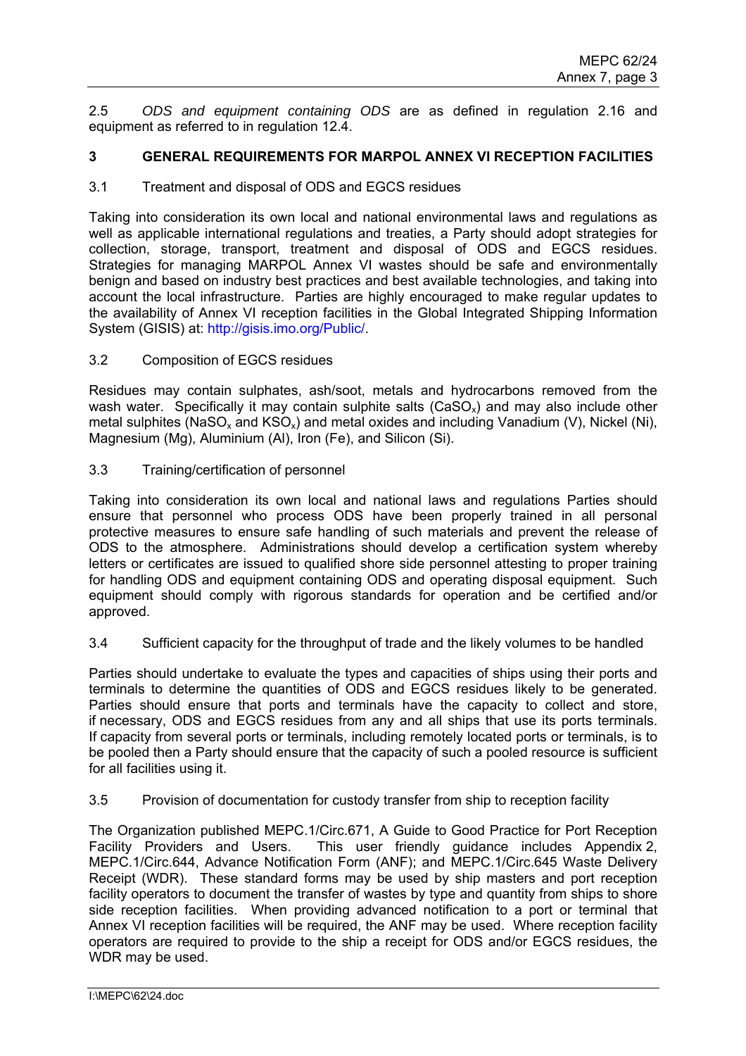2.5 *ODS and equipment containing ODS* are as defined in regulation 2.16 and equipment as referred to in regulation 12.4.

## 3 GENERAL REQUIREMENTS FOR MARPOL ANNEX VI RECEPTION FACILITIES

3.1 Treatment and disposal of ODS and EGCS residues

Taking into consideration its own local and national environmental laws and regulations as well as applicable international regulations and treaties, a Party should adopt strategies for collection, storage, transport, treatment and disposal of ODS and EGCS residues. Strategies for managing MARPOL Annex VI wastes should be safe and environmentally benign and based on industry best practices and best available technologies, and taking into account the local infrastructure. Parties are highly encouraged to make regular updates to the availability of Annex VI reception facilities in the Global Integrated Shipping Information System (GISIS) at: http://gisis.imo.org/Public/.

3.2 Composition of EGCS residues

Residues may contain sulphates, ash/soot, metals and hydrocarbons removed from the wash water. Specifically it may contain sulphite salts ($CaSO_x$) and may also include other metal sulphites ($NaSO_x$ and $KSO_x$) and metal oxides and including Vanadium (V), Nickel (Ni), Magnesium (Mg), Aluminium (Al), Iron (Fe), and Silicon (Si).

3.3 Training/certification of personnel

Taking into consideration its own local and national laws and regulations Parties should ensure that personnel who process ODS have been properly trained in all personal protective measures to ensure safe handling of such materials and prevent the release of ODS to the atmosphere. Administrations should develop a certification system whereby letters or certificates are issued to qualified shore side personnel attesting to proper training for handling ODS and equipment containing ODS and operating disposal equipment. Such equipment should comply with rigorous standards for operation and be certified and/or approved.

3.4 Sufficient capacity for the throughput of trade and the likely volumes to be handled

Parties should undertake to evaluate the types and capacities of ships using their ports and terminals to determine the quantities of ODS and EGCS residues likely to be generated. Parties should ensure that ports and terminals have the capacity to collect and store, if necessary, ODS and EGCS residues from any and all ships that use its ports terminals. If capacity from several ports or terminals, including remotely located ports or terminals, is to be pooled then a Party should ensure that the capacity of such a pooled resource is sufficient for all facilities using it.

3.5 Provision of documentation for custody transfer from ship to reception facility

The Organization published MEPC.1/Circ.671, A Guide to Good Practice for Port Reception Facility Providers and Users. This user friendly guidance includes Appendix 2, MEPC.1/Circ.644, Advance Notification Form (ANF); and MEPC.1/Circ.645 Waste Delivery Receipt (WDR). These standard forms may be used by ship masters and port reception facility operators to document the transfer of wastes by type and quantity from ships to shore side reception facilities. When providing advanced notification to a port or terminal that Annex VI reception facilities will be required, the ANF may be used. Where reception facility operators are required to provide to the ship a receipt for ODS and/or EGCS residues, the WDR may be used.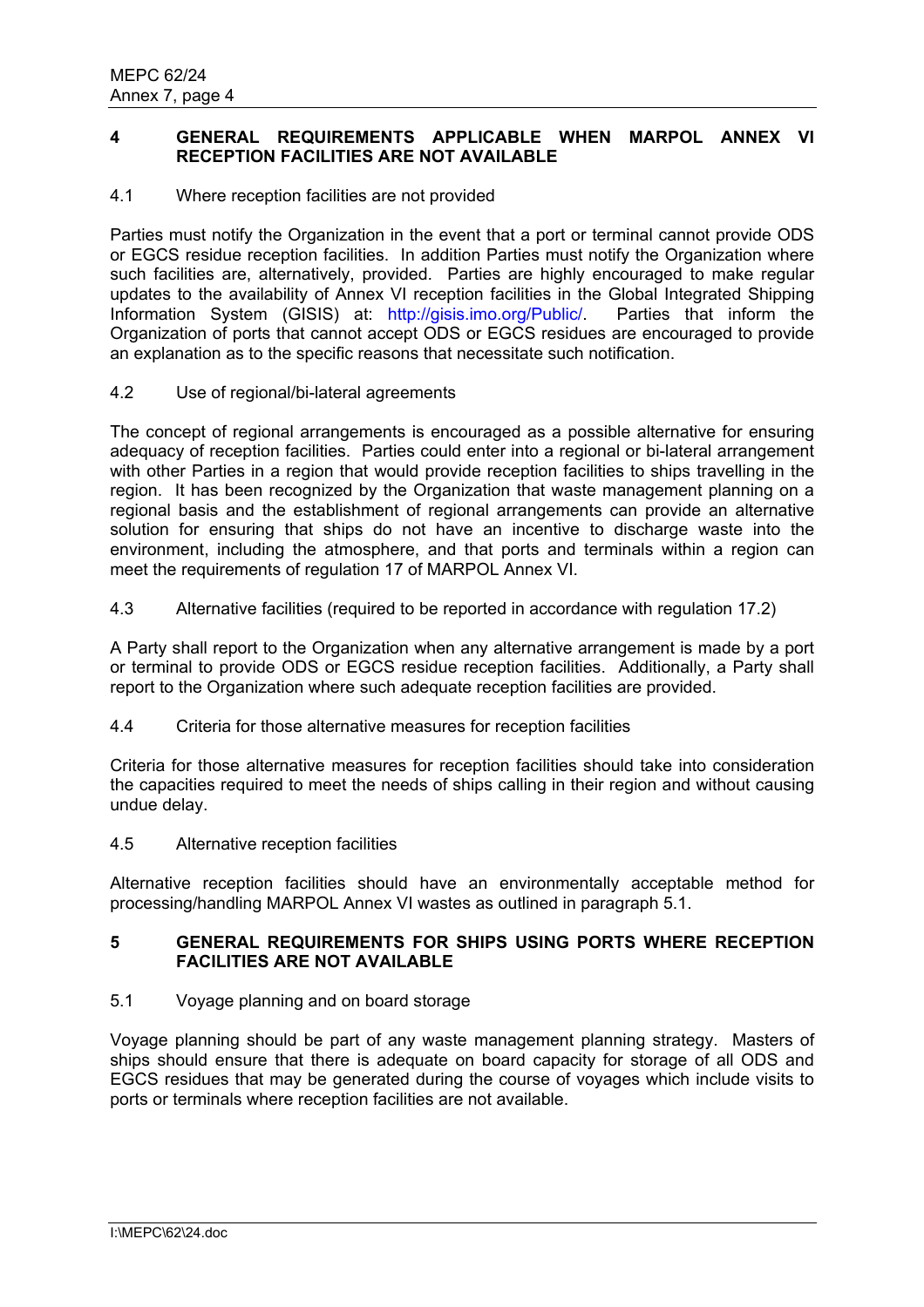## 4 GENERAL REQUIREMENTS APPLICABLE WHEN MARPOL ANNEX VI RECEPTION FACILITIES ARE NOT AVAILABLE

### 4.1 Where reception facilities are not provided

Parties must notify the Organization in the event that a port or terminal cannot provide ODS or EGCS residue reception facilities. In addition Parties must notify the Organization where such facilities are, alternatively, provided. Parties are highly encouraged to make regular updates to the availability of Annex VI reception facilities in the Global Integrated Shipping Information System (GISIS) at: http://gisis.imo.org/Public/. Parties that inform the Organization of ports that cannot accept ODS or EGCS residues are encouraged to provide an explanation as to the specific reasons that necessitate such notification.

### 4.2 Use of regional/bi-lateral agreements

The concept of regional arrangements is encouraged as a possible alternative for ensuring adequacy of reception facilities. Parties could enter into a regional or bi-lateral arrangement with other Parties in a region that would provide reception facilities to ships travelling in the region. It has been recognized by the Organization that waste management planning on a regional basis and the establishment of regional arrangements can provide an alternative solution for ensuring that ships do not have an incentive to discharge waste into the environment, including the atmosphere, and that ports and terminals within a region can meet the requirements of regulation 17 of MARPOL Annex VI.

### 4.3 Alternative facilities (required to be reported in accordance with regulation 17.2)

A Party shall report to the Organization when any alternative arrangement is made by a port or terminal to provide ODS or EGCS residue reception facilities. Additionally, a Party shall report to the Organization where such adequate reception facilities are provided.

### 4.4 Criteria for those alternative measures for reception facilities

Criteria for those alternative measures for reception facilities should take into consideration the capacities required to meet the needs of ships calling in their region and without causing undue delay.

### 4.5 Alternative reception facilities

Alternative reception facilities should have an environmentally acceptable method for processing/handling MARPOL Annex VI wastes as outlined in paragraph 5.1.

## 5 GENERAL REQUIREMENTS FOR SHIPS USING PORTS WHERE RECEPTION FACILITIES ARE NOT AVAILABLE

### 5.1 Voyage planning and on board storage

Voyage planning should be part of any waste management planning strategy. Masters of ships should ensure that there is adequate on board capacity for storage of all ODS and EGCS residues that may be generated during the course of voyages which include visits to ports or terminals where reception facilities are not available.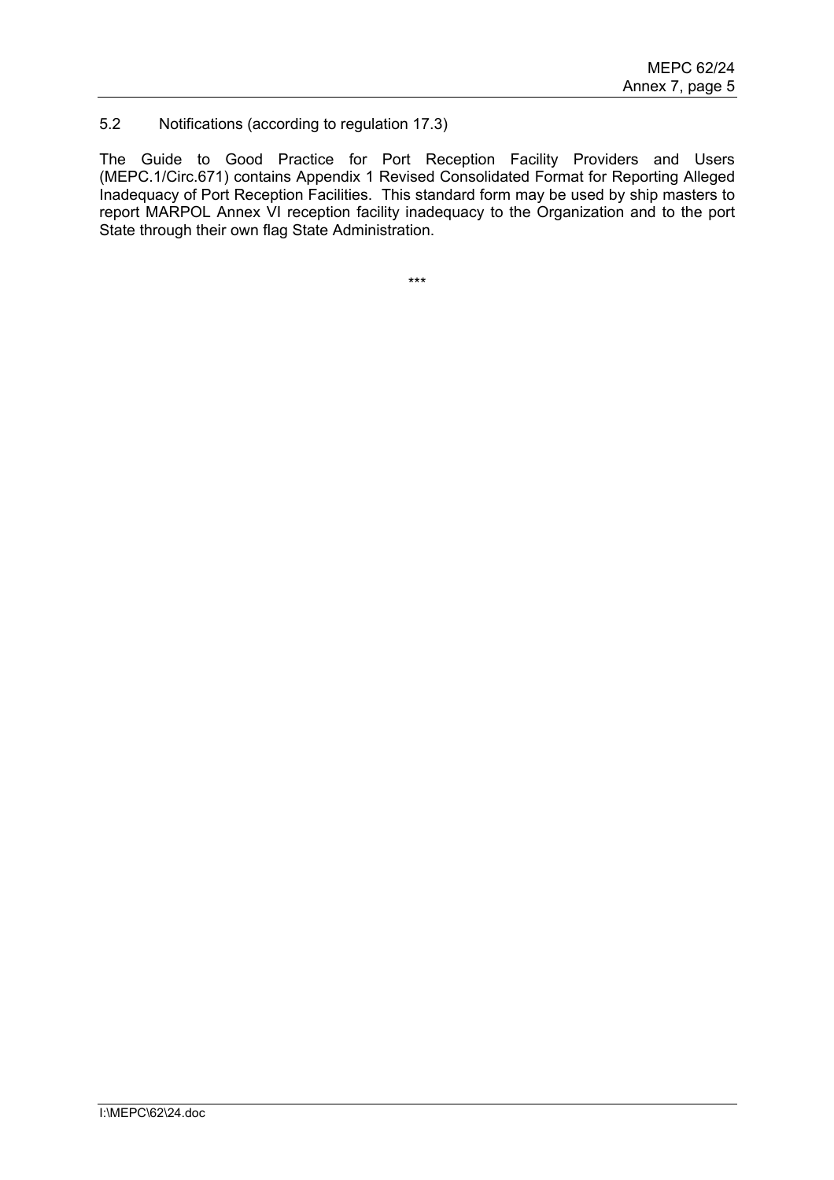### 5.2 Notifications (according to regulation 17.3)

The Guide to Good Practice for Port Reception Facility Providers and Users (MEPC.1/Circ.671) contains Appendix 1 Revised Consolidated Format for Reporting Alleged Inadequacy of Port Reception Facilities. This standard form may be used by ship masters to report MARPOL Annex VI reception facility inadequacy to the Organization and to the port State through their own flag State Administration.

\*\*\*